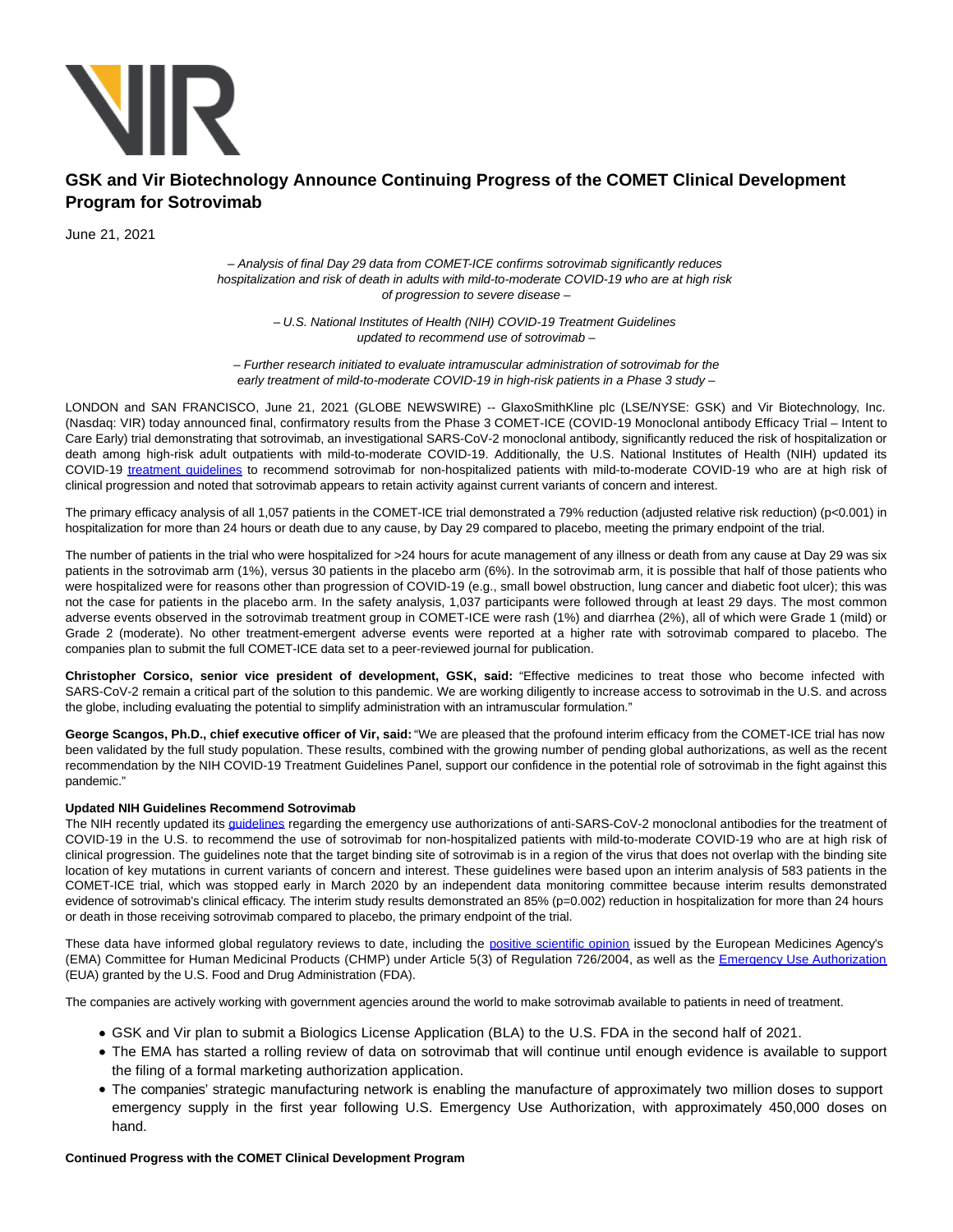# GSK and Vir Biotechnology Announce Continuing Progress of the COMET Clinical Development Program for Sotrovimab

June 21, 2021

*– Analysis of final Day 29 data from COMET-ICE confirms sotrovimab significantly reduces hospitalization and risk of death in adults with mild-to-moderate COVID-19 who are at high risk of progression to severe disease –*

*– U.S. National Institutes of Health (NIH) COVID-19 Treatment Guidelines updated to recommend use of sotrovimab –*

*– Further research initiated to evaluate intramuscular administration of sotrovimab for the early treatment of mild-to-moderate COVID-19 in high-risk patients in a Phase 3 study –*

LONDON and SAN FRANCISCO, June 21, 2021 (GLOBE NEWSWIRE) -- GlaxoSmithKline plc (LSE/NYSE: GSK) and Vir Biotechnology, Inc. (Nasdaq: VIR) today announced final, confirmatory results from the Phase 3 COMET-ICE (COVID-19 Monoclonal antibody Efficacy Trial – Intent to Care Early) trial demonstrating that sotrovimab, an investigational SARS-CoV-2 monoclonal antibody, significantly reduced the risk of hospitalization or death among high-risk adult outpatients with mild-to-moderate COVID-19. Additionally, the U.S. National Institutes of Health (NIH) updated its COVID-19 treatment guidelines to recommend sotrovimab for non-hospitalized patients with mild-to-moderate COVID-19 who are at high risk of clinical progression and noted that sotrovimab appears to retain activity against current variants of concern and interest.

The primary efficacy analysis of all 1,057 patients in the COMET-ICE trial demonstrated a 79% reduction (adjusted relative risk reduction) ($p<0.001$) in hospitalization for more than 24 hours or death due to any cause, by Day 29 compared to placebo, meeting the primary endpoint of the trial.

The number of patients in the trial who were hospitalized for >24 hours for acute management of any illness or death from any cause at Day 29 was six patients in the sotrovimab arm (1%), versus 30 patients in the placebo arm (6%). In the sotrovimab arm, it is possible that half of those patients who were hospitalized were for reasons other than progression of COVID-19 (e.g., small bowel obstruction, lung cancer and diabetic foot ulcer); this was not the case for patients in the placebo arm. In the safety analysis, 1,037 participants were followed through at least 29 days. The most common adverse events observed in the sotrovimab treatment group in COMET-ICE were rash (1%) and diarrhea (2%), all of which were Grade 1 (mild) or Grade 2 (moderate). No other treatment-emergent adverse events were reported at a higher rate with sotrovimab compared to placebo. The companies plan to submit the full COMET-ICE data set to a peer-reviewed journal for publication.

**Christopher Corsico, senior vice president of development, GSK, said:** "Effective medicines to treat those who become infected with SARS-CoV-2 remain a critical part of the solution to this pandemic. We are working diligently to increase access to sotrovimab in the U.S. and across the globe, including evaluating the potential to simplify administration with an intramuscular formulation."

**George Scangos, Ph.D., chief executive officer of Vir, said:** "We are pleased that the profound interim efficacy from the COMET-ICE trial has now been validated by the full study population. These results, combined with the growing number of pending global authorizations, as well as the recent recommendation by the NIH COVID-19 Treatment Guidelines Panel, support our confidence in the potential role of sotrovimab in the fight against this pandemic."

**Updated NIH Guidelines Recommend Sotrovimab**

The NIH recently updated its guidelines regarding the emergency use authorizations of anti-SARS-CoV-2 monoclonal antibodies for the treatment of COVID-19 in the U.S. to recommend the use of sotrovimab for non-hospitalized patients with mild-to-moderate COVID-19 who are at high risk of clinical progression. The guidelines note that the target binding site of sotrovimab is in a region of the virus that does not overlap with the binding site location of key mutations in current variants of concern and interest. These guidelines were based upon an interim analysis of 583 patients in the COMET-ICE trial, which was stopped early in March 2020 by an independent data monitoring committee because interim results demonstrated evidence of sotrovimab's clinical efficacy. The interim study results demonstrated an 85% ($p=0.002$) reduction in hospitalization for more than 24 hours or death in those receiving sotrovimab compared to placebo, the primary endpoint of the trial.

These data have informed global regulatory reviews to date, including the positive scientific opinion issued by the European Medicines Agency's (EMA) Committee for Human Medicinal Products (CHMP) under Article 5(3) of Regulation 726/2004, as well as the Emergency Use Authorization (EUA) granted by the U.S. Food and Drug Administration (FDA).

The companies are actively working with government agencies around the world to make sotrovimab available to patients in need of treatment.

- GSK and Vir plan to submit a Biologics License Application (BLA) to the U.S. FDA in the second half of 2021.
- The EMA has started a rolling review of data on sotrovimab that will continue until enough evidence is available to support the filing of a formal marketing authorization application.
- The companies' strategic manufacturing network is enabling the manufacture of approximately two million doses to support emergency supply in the first year following U.S. Emergency Use Authorization, with approximately 450,000 doses on hand.

**Continued Progress with the COMET Clinical Development Program**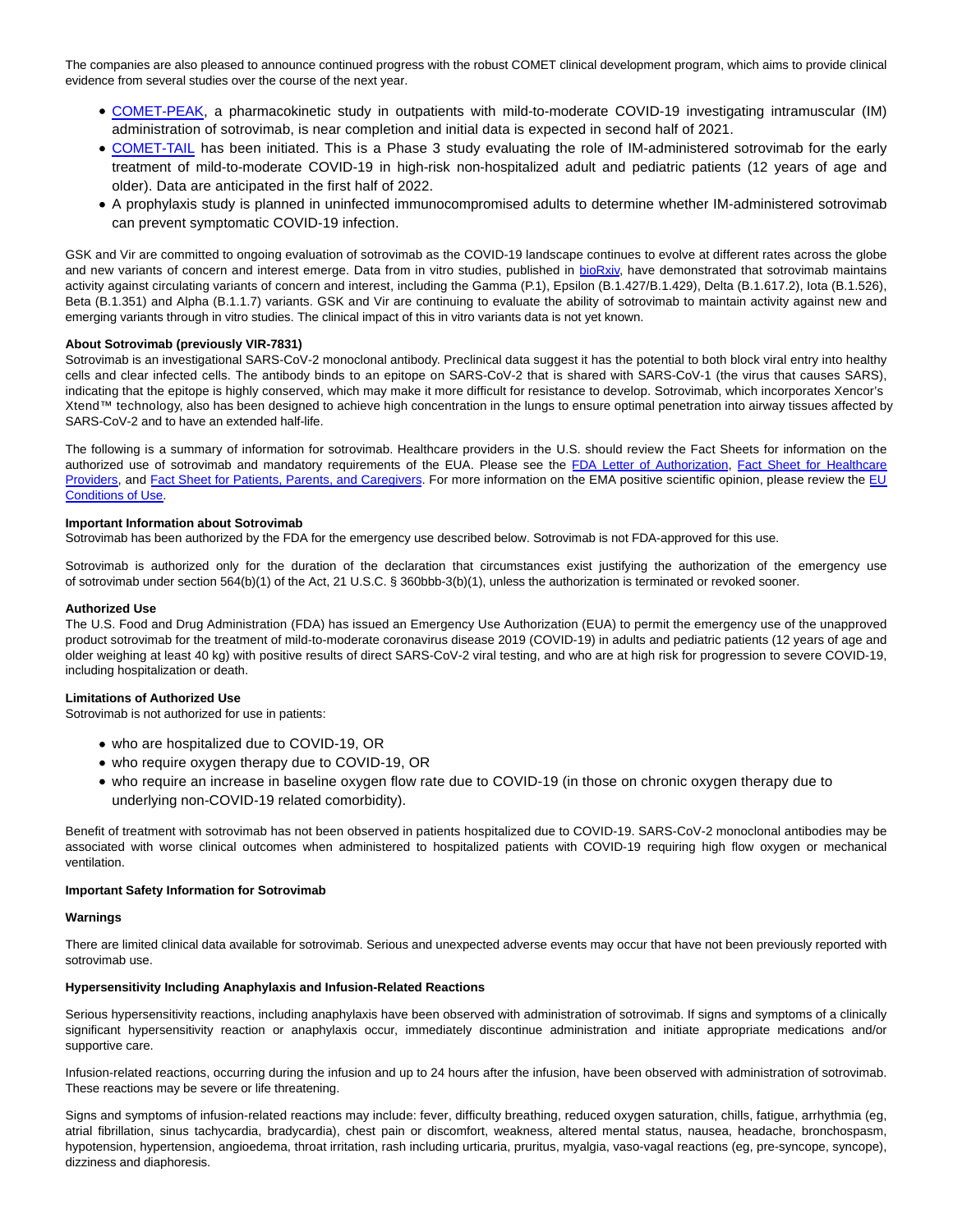The companies are also pleased to announce continued progress with the robust COMET clinical development program, which aims to provide clinical evidence from several studies over the course of the next year.

- COMET-PEAK, a pharmacokinetic study in outpatients with mild-to-moderate COVID-19 investigating intramuscular (IM) administration of sotrovimab, is near completion and initial data is expected in second half of 2021.
- COMET-TAIL has been initiated. This is a Phase 3 study evaluating the role of IM-administered sotrovimab for the early treatment of mild-to-moderate COVID-19 in high-risk non-hospitalized adult and pediatric patients (12 years of age and older). Data are anticipated in the first half of 2022.
- A prophylaxis study is planned in uninfected immunocompromised adults to determine whether IM-administered sotrovimab can prevent symptomatic COVID-19 infection.

GSK and Vir are committed to ongoing evaluation of sotrovimab as the COVID-19 landscape continues to evolve at different rates across the globe and new variants of concern and interest emerge. Data from in vitro studies, published in bioRxiv, have demonstrated that sotrovimab maintains activity against circulating variants of concern and interest, including the Gamma (P.1), Epsilon (B.1.427/B.1.429), Delta (B.1.617.2), Iota (B.1.526), Beta (B.1.351) and Alpha (B.1.1.7) variants. GSK and Vir are continuing to evaluate the ability of sotrovimab to maintain activity against new and emerging variants through in vitro studies. The clinical impact of this in vitro variants data is not yet known.

**About Sotrovimab (previously VIR-7831)**
Sotrovimab is an investigational SARS-CoV-2 monoclonal antibody. Preclinical data suggest it has the potential to both block viral entry into healthy cells and clear infected cells. The antibody binds to an epitope on SARS-CoV-2 that is shared with SARS-CoV-1 (the virus that causes SARS), indicating that the epitope is highly conserved, which may make it more difficult for resistance to develop. Sotrovimab, which incorporates Xencor's Xtend™ technology, also has been designed to achieve high concentration in the lungs to ensure optimal penetration into airway tissues affected by SARS-CoV-2 and to have an extended half-life.

The following is a summary of information for sotrovimab. Healthcare providers in the U.S. should review the Fact Sheets for information on the authorized use of sotrovimab and mandatory requirements of the EUA. Please see the FDA Letter of Authorization, Fact Sheet for Healthcare Providers, and Fact Sheet for Patients, Parents, and Caregivers. For more information on the EMA positive scientific opinion, please review the EU Conditions of Use.

**Important Information about Sotrovimab**
Sotrovimab has been authorized by the FDA for the emergency use described below. Sotrovimab is not FDA-approved for this use.

Sotrovimab is authorized only for the duration of the declaration that circumstances exist justifying the authorization of the emergency use of sotrovimab under section 564(b)(1) of the Act, 21 U.S.C. § 360bbb-3(b)(1), unless the authorization is terminated or revoked sooner.

**Authorized Use**
The U.S. Food and Drug Administration (FDA) has issued an Emergency Use Authorization (EUA) to permit the emergency use of the unapproved product sotrovimab for the treatment of mild-to-moderate coronavirus disease 2019 (COVID-19) in adults and pediatric patients (12 years of age and older weighing at least 40 kg) with positive results of direct SARS-CoV-2 viral testing, and who are at high risk for progression to severe COVID-19, including hospitalization or death.

**Limitations of Authorized Use**
Sotrovimab is not authorized for use in patients:

- who are hospitalized due to COVID-19, OR
- who require oxygen therapy due to COVID-19, OR
- who require an increase in baseline oxygen flow rate due to COVID-19 (in those on chronic oxygen therapy due to underlying non-COVID-19 related comorbidity).

Benefit of treatment with sotrovimab has not been observed in patients hospitalized due to COVID-19. SARS-CoV-2 monoclonal antibodies may be associated with worse clinical outcomes when administered to hospitalized patients with COVID-19 requiring high flow oxygen or mechanical ventilation.

**Important Safety Information for Sotrovimab**

**Warnings**

There are limited clinical data available for sotrovimab. Serious and unexpected adverse events may occur that have not been previously reported with sotrovimab use.

**Hypersensitivity Including Anaphylaxis and Infusion-Related Reactions**

Serious hypersensitivity reactions, including anaphylaxis have been observed with administration of sotrovimab. If signs and symptoms of a clinically significant hypersensitivity reaction or anaphylaxis occur, immediately discontinue administration and initiate appropriate medications and/or supportive care.

Infusion-related reactions, occurring during the infusion and up to 24 hours after the infusion, have been observed with administration of sotrovimab. These reactions may be severe or life threatening.

Signs and symptoms of infusion-related reactions may include: fever, difficulty breathing, reduced oxygen saturation, chills, fatigue, arrhythmia (eg, atrial fibrillation, sinus tachycardia, bradycardia), chest pain or discomfort, weakness, altered mental status, nausea, headache, bronchospasm, hypotension, hypertension, angioedema, throat irritation, rash including urticaria, pruritus, myalgia, vaso-vagal reactions (eg, pre-syncope, syncope), dizziness and diaphoresis.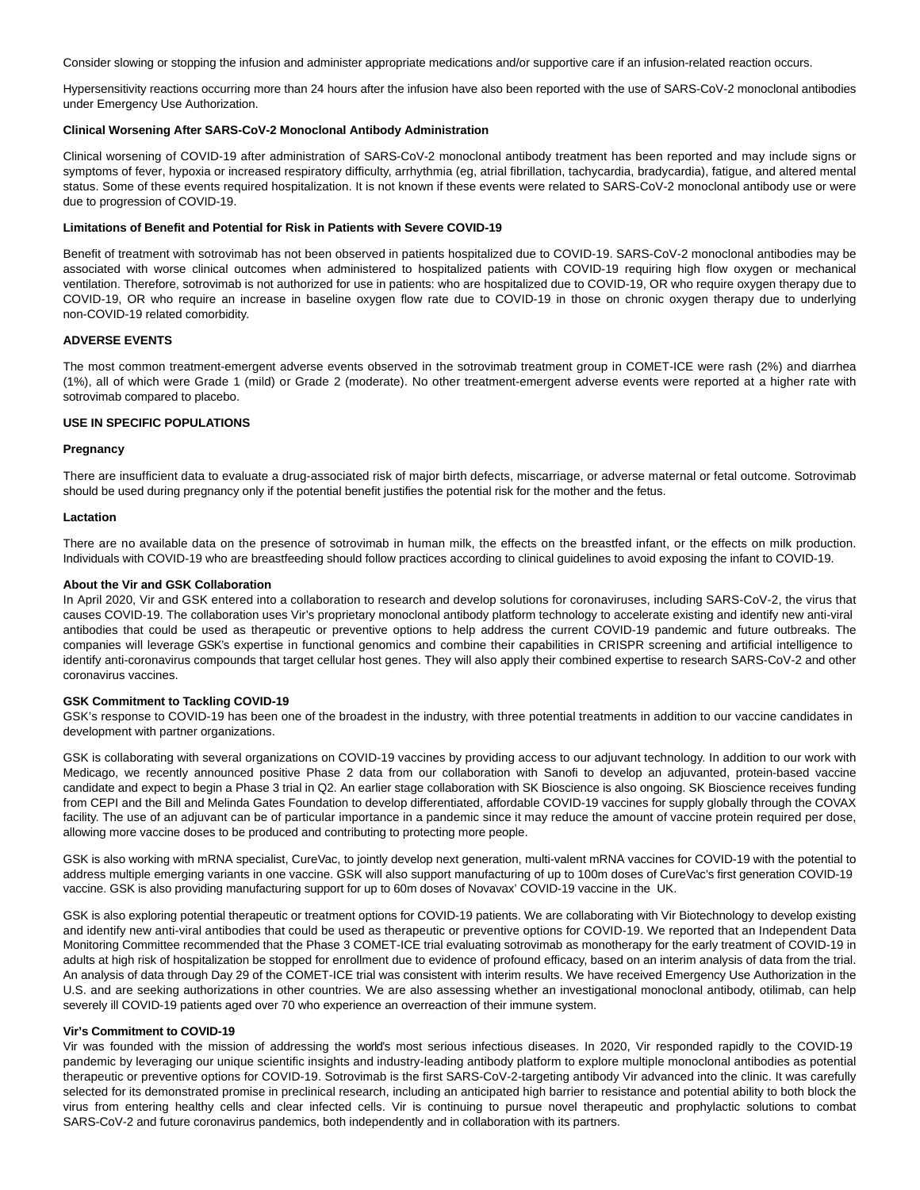Consider slowing or stopping the infusion and administer appropriate medications and/or supportive care if an infusion-related reaction occurs.

Hypersensitivity reactions occurring more than 24 hours after the infusion have also been reported with the use of SARS-CoV-2 monoclonal antibodies under Emergency Use Authorization.

**Clinical Worsening After SARS-CoV-2 Monoclonal Antibody Administration**

Clinical worsening of COVID-19 after administration of SARS-CoV-2 monoclonal antibody treatment has been reported and may include signs or symptoms of fever, hypoxia or increased respiratory difficulty, arrhythmia (eg, atrial fibrillation, tachycardia, bradycardia), fatigue, and altered mental status. Some of these events required hospitalization. It is not known if these events were related to SARS-CoV-2 monoclonal antibody use or were due to progression of COVID-19.

**Limitations of Benefit and Potential for Risk in Patients with Severe COVID-19**

Benefit of treatment with sotrovimab has not been observed in patients hospitalized due to COVID-19. SARS-CoV-2 monoclonal antibodies may be associated with worse clinical outcomes when administered to hospitalized patients with COVID-19 requiring high flow oxygen or mechanical ventilation. Therefore, sotrovimab is not authorized for use in patients: who are hospitalized due to COVID-19, OR who require oxygen therapy due to COVID-19, OR who require an increase in baseline oxygen flow rate due to COVID-19 in those on chronic oxygen therapy due to underlying non-COVID-19 related comorbidity.

**ADVERSE EVENTS**

The most common treatment-emergent adverse events observed in the sotrovimab treatment group in COMET-ICE were rash (2%) and diarrhea (1%), all of which were Grade 1 (mild) or Grade 2 (moderate). No other treatment-emergent adverse events were reported at a higher rate with sotrovimab compared to placebo.

**USE IN SPECIFIC POPULATIONS**

**Pregnancy**

There are insufficient data to evaluate a drug-associated risk of major birth defects, miscarriage, or adverse maternal or fetal outcome. Sotrovimab should be used during pregnancy only if the potential benefit justifies the potential risk for the mother and the fetus.

**Lactation**

There are no available data on the presence of sotrovimab in human milk, the effects on the breastfed infant, or the effects on milk production. Individuals with COVID-19 who are breastfeeding should follow practices according to clinical guidelines to avoid exposing the infant to COVID-19.

**About the Vir and GSK Collaboration**

In April 2020, Vir and GSK entered into a collaboration to research and develop solutions for coronaviruses, including SARS-CoV-2, the virus that causes COVID-19. The collaboration uses Vir's proprietary monoclonal antibody platform technology to accelerate existing and identify new anti-viral antibodies that could be used as therapeutic or preventive options to help address the current COVID-19 pandemic and future outbreaks. The companies will leverage GSK's expertise in functional genomics and combine their capabilities in CRISPR screening and artificial intelligence to identify anti-coronavirus compounds that target cellular host genes. They will also apply their combined expertise to research SARS-CoV-2 and other coronavirus vaccines.

**GSK Commitment to Tackling COVID-19**

GSK's response to COVID-19 has been one of the broadest in the industry, with three potential treatments in addition to our vaccine candidates in development with partner organizations.

GSK is collaborating with several organizations on COVID-19 vaccines by providing access to our adjuvant technology. In addition to our work with Medicago, we recently announced positive Phase 2 data from our collaboration with Sanofi to develop an adjuvanted, protein-based vaccine candidate and expect to begin a Phase 3 trial in Q2. An earlier stage collaboration with SK Bioscience is also ongoing. SK Bioscience receives funding from CEPI and the Bill and Melinda Gates Foundation to develop differentiated, affordable COVID-19 vaccines for supply globally through the COVAX facility. The use of an adjuvant can be of particular importance in a pandemic since it may reduce the amount of vaccine protein required per dose, allowing more vaccine doses to be produced and contributing to protecting more people.

GSK is also working with mRNA specialist, CureVac, to jointly develop next generation, multi-valent mRNA vaccines for COVID-19 with the potential to address multiple emerging variants in one vaccine. GSK will also support manufacturing of up to 100m doses of CureVac's first generation COVID-19 vaccine. GSK is also providing manufacturing support for up to 60m doses of Novavax' COVID-19 vaccine in the UK.

GSK is also exploring potential therapeutic or treatment options for COVID-19 patients. We are collaborating with Vir Biotechnology to develop existing and identify new anti-viral antibodies that could be used as therapeutic or preventive options for COVID-19. We reported that an Independent Data Monitoring Committee recommended that the Phase 3 COMET-ICE trial evaluating sotrovimab as monotherapy for the early treatment of COVID-19 in adults at high risk of hospitalization be stopped for enrollment due to evidence of profound efficacy, based on an interim analysis of data from the trial. An analysis of data through Day 29 of the COMET-ICE trial was consistent with interim results. We have received Emergency Use Authorization in the U.S. and are seeking authorizations in other countries. We are also assessing whether an investigational monoclonal antibody, otilimab, can help severely ill COVID-19 patients aged over 70 who experience an overreaction of their immune system.

**Vir's Commitment to COVID-19**

Vir was founded with the mission of addressing the world's most serious infectious diseases. In 2020, Vir responded rapidly to the COVID-19 pandemic by leveraging our unique scientific insights and industry-leading antibody platform to explore multiple monoclonal antibodies as potential therapeutic or preventive options for COVID-19. Sotrovimab is the first SARS-CoV-2-targeting antibody Vir advanced into the clinic. It was carefully selected for its demonstrated promise in preclinical research, including an anticipated high barrier to resistance and potential ability to both block the virus from entering healthy cells and clear infected cells. Vir is continuing to pursue novel therapeutic and prophylactic solutions to combat SARS-CoV-2 and future coronavirus pandemics, both independently and in collaboration with its partners.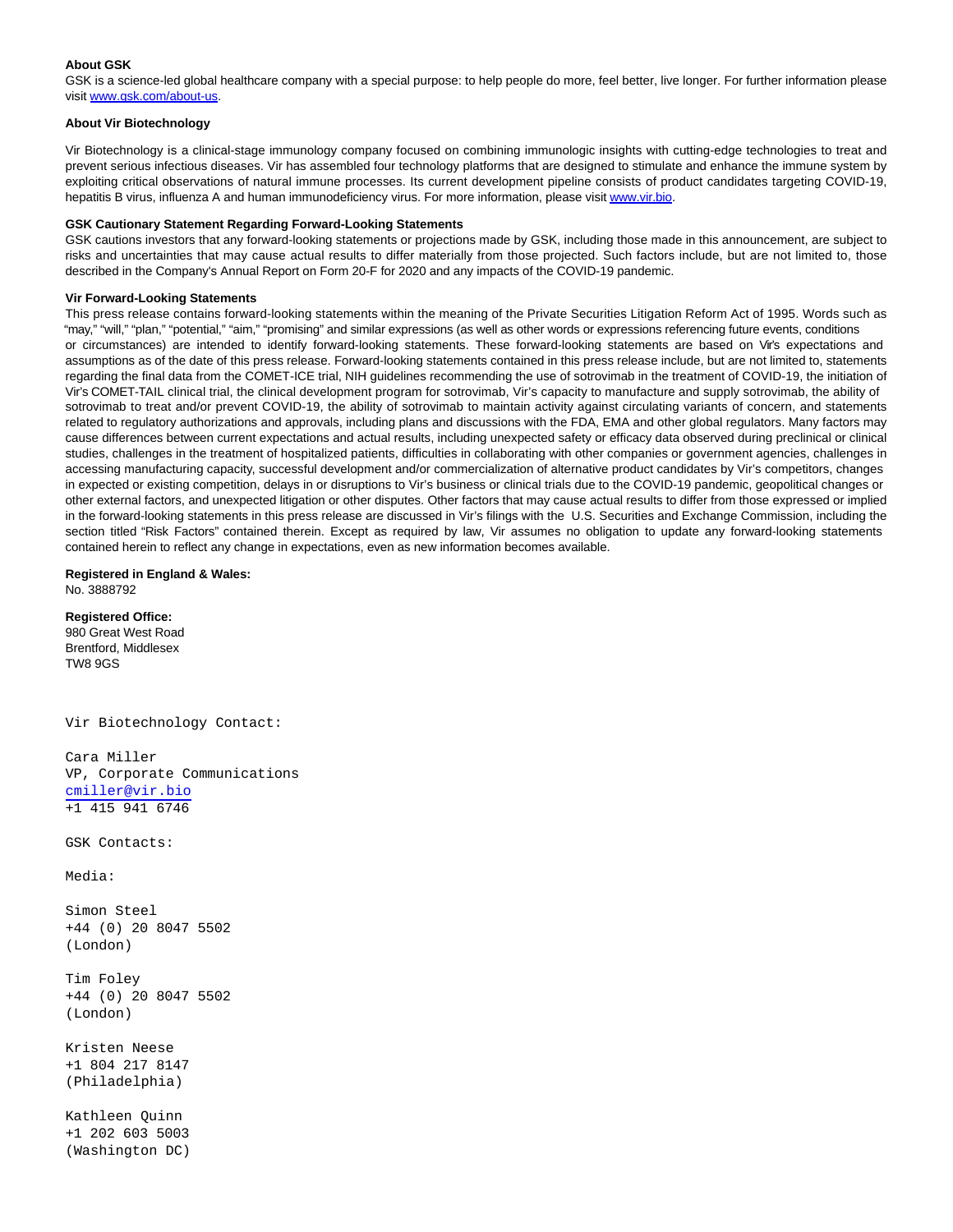**About GSK**

GSK is a science-led global healthcare company with a special purpose: to help people do more, feel better, live longer. For further information please visit [www.gsk.com/about-us](http://www.gsk.com/about-us).

**About Vir Biotechnology**

Vir Biotechnology is a clinical-stage immunology company focused on combining immunologic insights with cutting-edge technologies to treat and prevent serious infectious diseases. Vir has assembled four technology platforms that are designed to stimulate and enhance the immune system by exploiting critical observations of natural immune processes. Its current development pipeline consists of product candidates targeting COVID-19, hepatitis B virus, influenza A and human immunodeficiency virus. For more information, please visit [www.vir.bio](http://www.vir.bio).

**GSK Cautionary Statement Regarding Forward-Looking Statements**

GSK cautions investors that any forward-looking statements or projections made by GSK, including those made in this announcement, are subject to risks and uncertainties that may cause actual results to differ materially from those projected. Such factors include, but are not limited to, those described in the Company's Annual Report on Form 20-F for 2020 and any impacts of the COVID-19 pandemic.

**Vir Forward-Looking Statements**

This press release contains forward-looking statements within the meaning of the Private Securities Litigation Reform Act of 1995. Words such as "may," "will," "plan," "potential," "aim," "promising" and similar expressions (as well as other words or expressions referencing future events, conditions or circumstances) are intended to identify forward-looking statements. These forward-looking statements are based on Vir's expectations and assumptions as of the date of this press release. Forward-looking statements contained in this press release include, but are not limited to, statements regarding the final data from the COMET-ICE trial, NIH guidelines recommending the use of sotrovimab in the treatment of COVID-19, the initiation of Vir's COMET-TAIL clinical trial, the clinical development program for sotrovimab, Vir's capacity to manufacture and supply sotrovimab, the ability of sotrovimab to treat and/or prevent COVID-19, the ability of sotrovimab to maintain activity against circulating variants of concern, and statements related to regulatory authorizations and approvals, including plans and discussions with the FDA, EMA and other global regulators. Many factors may cause differences between current expectations and actual results, including unexpected safety or efficacy data observed during preclinical or clinical studies, challenges in the treatment of hospitalized patients, difficulties in collaborating with other companies or government agencies, challenges in accessing manufacturing capacity, successful development and/or commercialization of alternative product candidates by Vir's competitors, changes in expected or existing competition, delays in or disruptions to Vir's business or clinical trials due to the COVID-19 pandemic, geopolitical changes or other external factors, and unexpected litigation or other disputes. Other factors that may cause actual results to differ from those expressed or implied in the forward-looking statements in this press release are discussed in Vir's filings with the U.S. Securities and Exchange Commission, including the section titled "Risk Factors" contained therein. Except as required by law, Vir assumes no obligation to update any forward-looking statements contained herein to reflect any change in expectations, even as new information becomes available.

**Registered in England & Wales:**
No. 3888792

**Registered Office:**
980 Great West Road
Brentford, Middlesex
TW8 9GS

Vir Biotechnology Contact:

Cara Miller
VP, Corporate Communications
[cmiller@vir.bio](mailto:cmiller@vir.bio)
+1 415 941 6746

GSK Contacts:

Media:

Simon Steel
+44 (0) 20 8047 5502
(London)

Tim Foley
+44 (0) 20 8047 5502
(London)

Kristen Neese
+1 804 217 8147
(Philadelphia)

Kathleen Quinn
+1 202 603 5003
(Washington DC)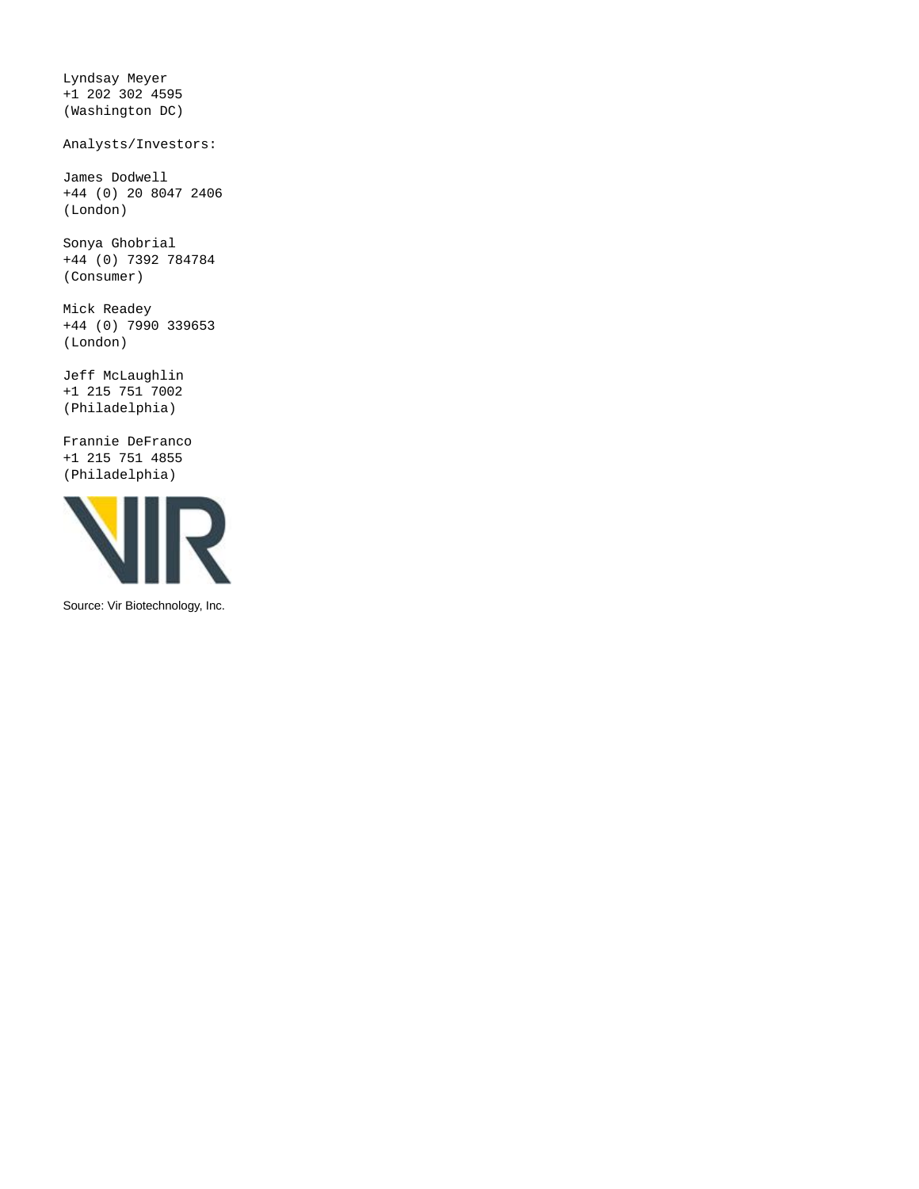Lyndsay Meyer
+1 202 302 4595
(Washington DC)

Analysts/Investors:

James Dodwell
+44 (0) 20 8047 2406
(London)

Sonya Ghobrial
+44 (0) 7392 784784
(Consumer)

Mick Readey
+44 (0) 7990 339653
(London)

Jeff McLaughlin
+1 215 751 7002
(Philadelphia)

Frannie DeFranco
+1 215 751 4855
(Philadelphia)

Source: Vir Biotechnology, Inc.